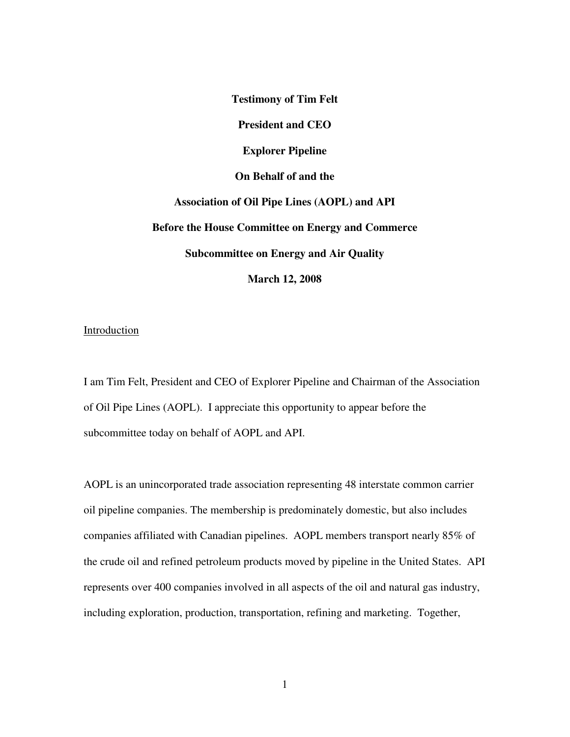**Testimony of Tim Felt**

**President and CEO**

**Explorer Pipeline**

**On Behalf of and the**

**Association of Oil Pipe Lines (AOPL) and API**

**Before the House Committee on Energy and Commerce**

**Subcommittee on Energy and Air Quality**

**March 12, 2008**

## Introduction

I am Tim Felt, President and CEO of Explorer Pipeline and Chairman of the Association of Oil Pipe Lines (AOPL). I appreciate this opportunity to appear before the subcommittee today on behalf of AOPL and API.

AOPL is an unincorporated trade association representing 48 interstate common carrier oil pipeline companies. The membership is predominately domestic, but also includes companies affiliated with Canadian pipelines. AOPL members transport nearly 85% of the crude oil and refined petroleum products moved by pipeline in the United States. API represents over 400 companies involved in all aspects of the oil and natural gas industry, including exploration, production, transportation, refining and marketing. Together,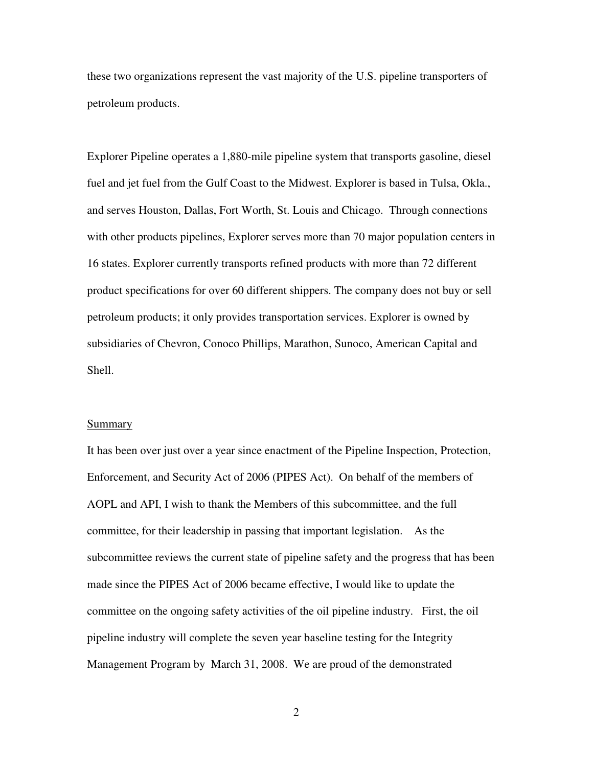these two organizations represent the vast majority of the U.S. pipeline transporters of petroleum products.

Explorer Pipeline operates a 1,880-mile pipeline system that transports gasoline, diesel fuel and jet fuel from the Gulf Coast to the Midwest. Explorer is based in Tulsa, Okla., and serves Houston, Dallas, Fort Worth, St. Louis and Chicago. Through connections with other products pipelines, Explorer serves more than 70 major population centers in 16 states. Explorer currently transports refined products with more than 72 different product specifications for over 60 different shippers. The company does not buy or sell petroleum products; it only provides transportation services. Explorer is owned by subsidiaries of Chevron, Conoco Phillips, Marathon, Sunoco, American Capital and Shell.

## Summary

It has been over just over a year since enactment of the Pipeline Inspection, Protection, Enforcement, and Security Act of 2006 (PIPES Act). On behalf of the members of AOPL and API, I wish to thank the Members of this subcommittee, and the full committee, for their leadership in passing that important legislation. As the subcommittee reviews the current state of pipeline safety and the progress that has been made since the PIPES Act of 2006 became effective, I would like to update the committee on the ongoing safety activities of the oil pipeline industry. First, the oil pipeline industry will complete the seven year baseline testing for the Integrity Management Program by March 31, 2008. We are proud of the demonstrated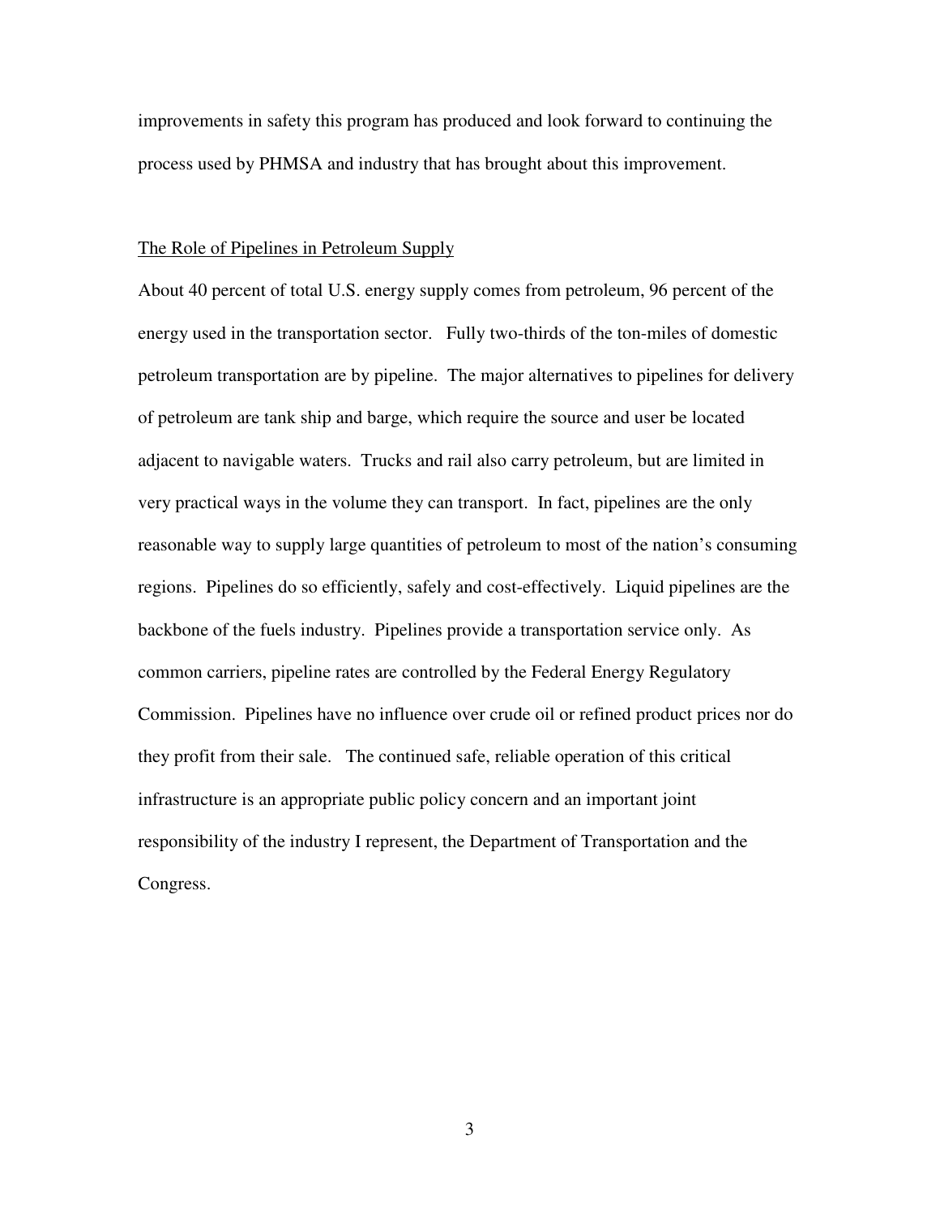improvements in safety this program has produced and look forward to continuing the process used by PHMSA and industry that has brought about this improvement.

## The Role of Pipelines in Petroleum Supply

About 40 percent of total U.S. energy supply comes from petroleum, 96 percent of the energy used in the transportation sector. Fully two-thirds of the ton-miles of domestic petroleum transportation are by pipeline. The major alternatives to pipelines for delivery of petroleum are tank ship and barge, which require the source and user be located adjacent to navigable waters. Trucks and rail also carry petroleum, but are limited in very practical ways in the volume they can transport. In fact, pipelines are the only reasonable way to supply large quantities of petroleum to most of the nation's consuming regions. Pipelines do so efficiently, safely and cost-effectively. Liquid pipelines are the backbone of the fuels industry. Pipelines provide a transportation service only. As common carriers, pipeline rates are controlled by the Federal Energy Regulatory Commission. Pipelines have no influence over crude oil or refined product prices nor do they profit from their sale. The continued safe, reliable operation of this critical infrastructure is an appropriate public policy concern and an important joint responsibility of the industry I represent, the Department of Transportation and the Congress.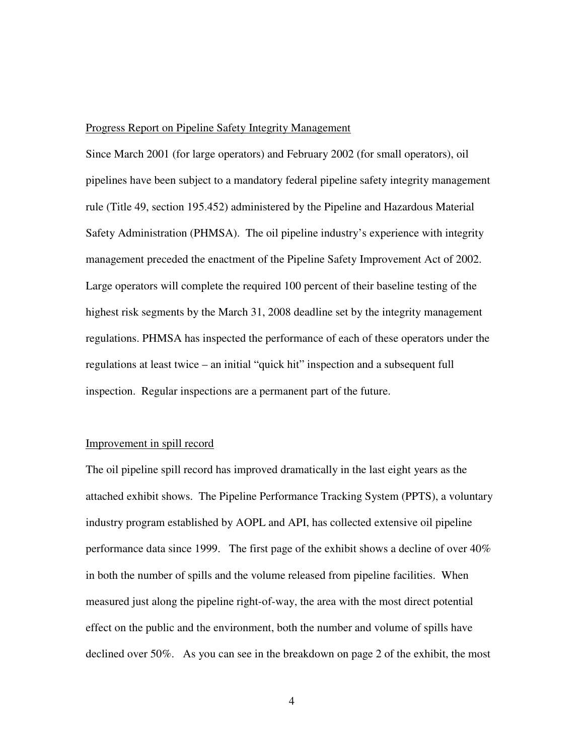<u>Progress Report on Pipeline Safety Integrity Management</u>

Since March 2001 (for large operators) and February 2002 (for small operators), oil pipelines have been subject to a mandatory federal pipeline safety integrity management rule (Title 49, section 195.452) administered by the Pipeline and Hazardous Material Safety Administration (PHMSA). The oil pipeline industry's experience with integrity management preceded the enactment of the Pipeline Safety Improvement Act of 2002. Large operators will complete the required 100 percent of their baseline testing of the highest risk segments by the March 31, 2008 deadline set by the integrity management regulations. PHMSA has inspected the performance of each of these operators under the regulations at least twice – an initial "quick hit" inspection and a subsequent full inspection. Regular inspections are a permanent part of the future.

<u>Improvement in spill record</u>

The oil pipeline spill record has improved dramatically in the last eight years as the attached exhibit shows. The Pipeline Performance Tracking System (PPTS), a voluntary industry program established by AOPL and API, has collected extensive oil pipeline performance data since 1999. The first page of the exhibit shows a decline of over 40% in both the number of spills and the volume released from pipeline facilities. When measured just along the pipeline right-of-way, the area with the most direct potential effect on the public and the environment, both the number and volume of spills have declined over 50%. As you can see in the breakdown on page 2 of the exhibit, the most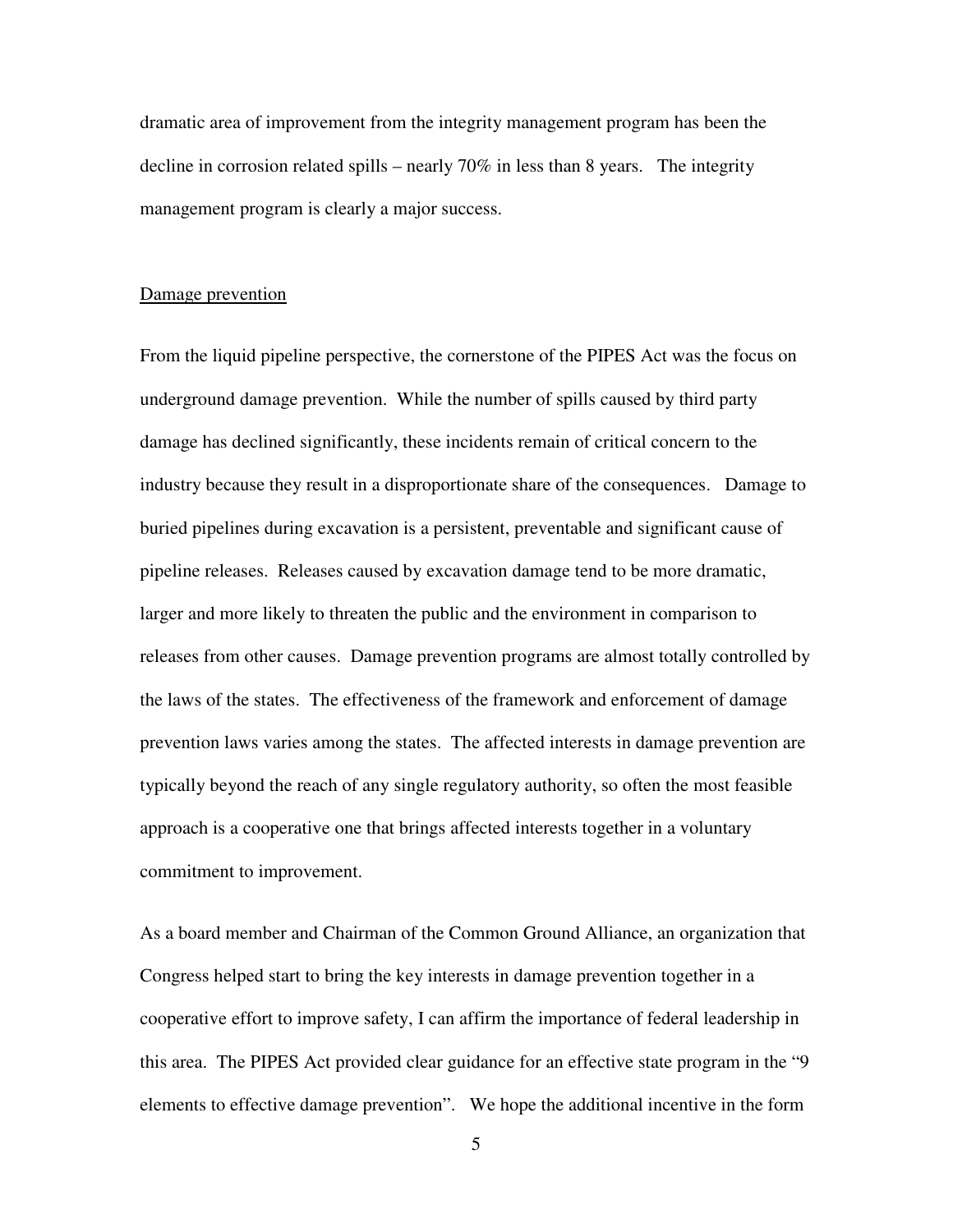dramatic area of improvement from the integrity management program has been the decline in corrosion related spills – nearly 70% in less than 8 years. The integrity management program is clearly a major success.

<u>Damage prevention</u>

From the liquid pipeline perspective, the cornerstone of the PIPES Act was the focus on underground damage prevention. While the number of spills caused by third party damage has declined significantly, these incidents remain of critical concern to the industry because they result in a disproportionate share of the consequences. Damage to buried pipelines during excavation is a persistent, preventable and significant cause of pipeline releases. Releases caused by excavation damage tend to be more dramatic, larger and more likely to threaten the public and the environment in comparison to releases from other causes. Damage prevention programs are almost totally controlled by the laws of the states. The effectiveness of the framework and enforcement of damage prevention laws varies among the states. The affected interests in damage prevention are typically beyond the reach of any single regulatory authority, so often the most feasible approach is a cooperative one that brings affected interests together in a voluntary commitment to improvement.

As a board member and Chairman of the Common Ground Alliance, an organization that Congress helped start to bring the key interests in damage prevention together in a cooperative effort to improve safety, I can affirm the importance of federal leadership in this area. The PIPES Act provided clear guidance for an effective state program in the "9 elements to effective damage prevention". We hope the additional incentive in the form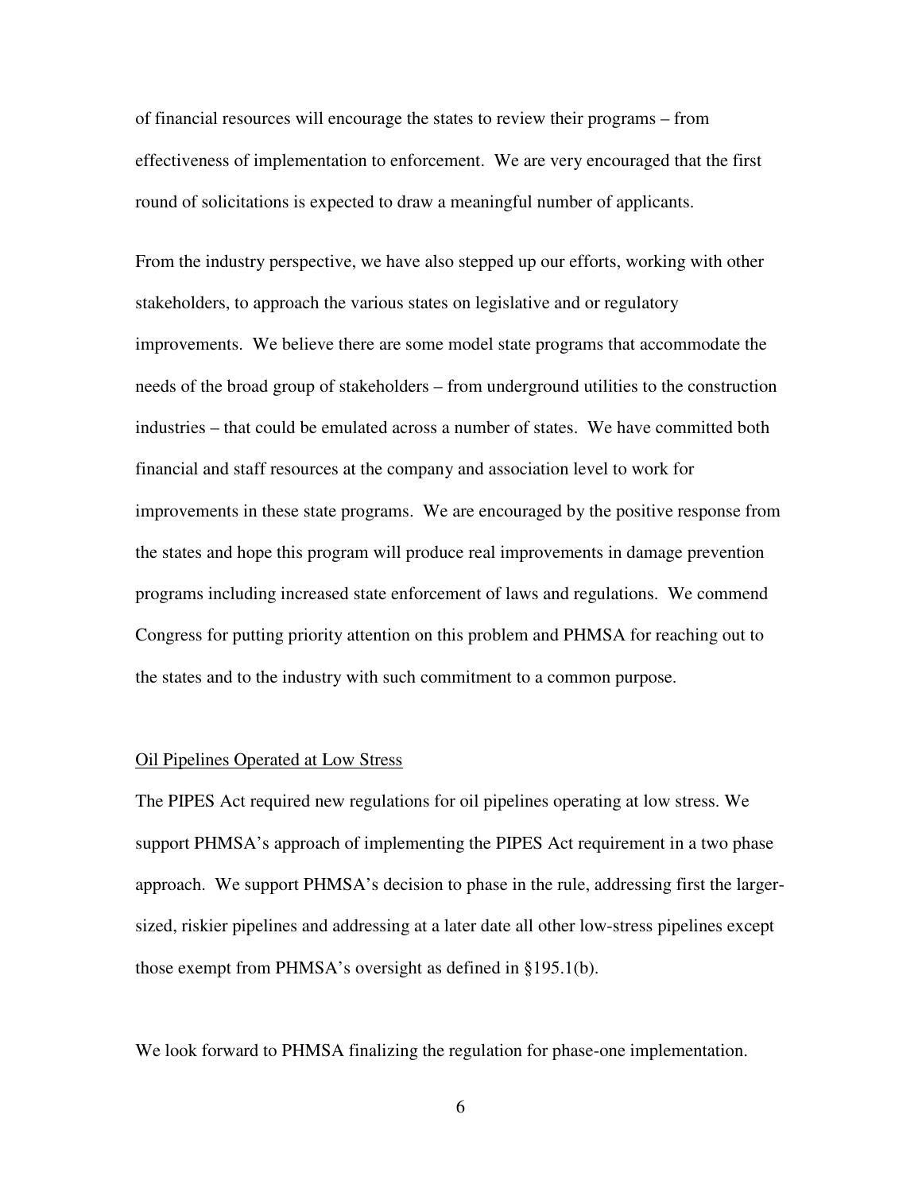of financial resources will encourage the states to review their programs – from effectiveness of implementation to enforcement. We are very encouraged that the first round of solicitations is expected to draw a meaningful number of applicants.

From the industry perspective, we have also stepped up our efforts, working with other stakeholders, to approach the various states on legislative and or regulatory improvements. We believe there are some model state programs that accommodate the needs of the broad group of stakeholders – from underground utilities to the construction industries – that could be emulated across a number of states. We have committed both financial and staff resources at the company and association level to work for improvements in these state programs. We are encouraged by the positive response from the states and hope this program will produce real improvements in damage prevention programs including increased state enforcement of laws and regulations. We commend Congress for putting priority attention on this problem and PHMSA for reaching out to the states and to the industry with such commitment to a common purpose.

## Oil Pipelines Operated at Low Stress

The PIPES Act required new regulations for oil pipelines operating at low stress. We support PHMSA's approach of implementing the PIPES Act requirement in a two phase approach. We support PHMSA's decision to phase in the rule, addressing first the larger-sized, riskier pipelines and addressing at a later date all other low-stress pipelines except those exempt from PHMSA's oversight as defined in §195.1(b).

We look forward to PHMSA finalizing the regulation for phase-one implementation.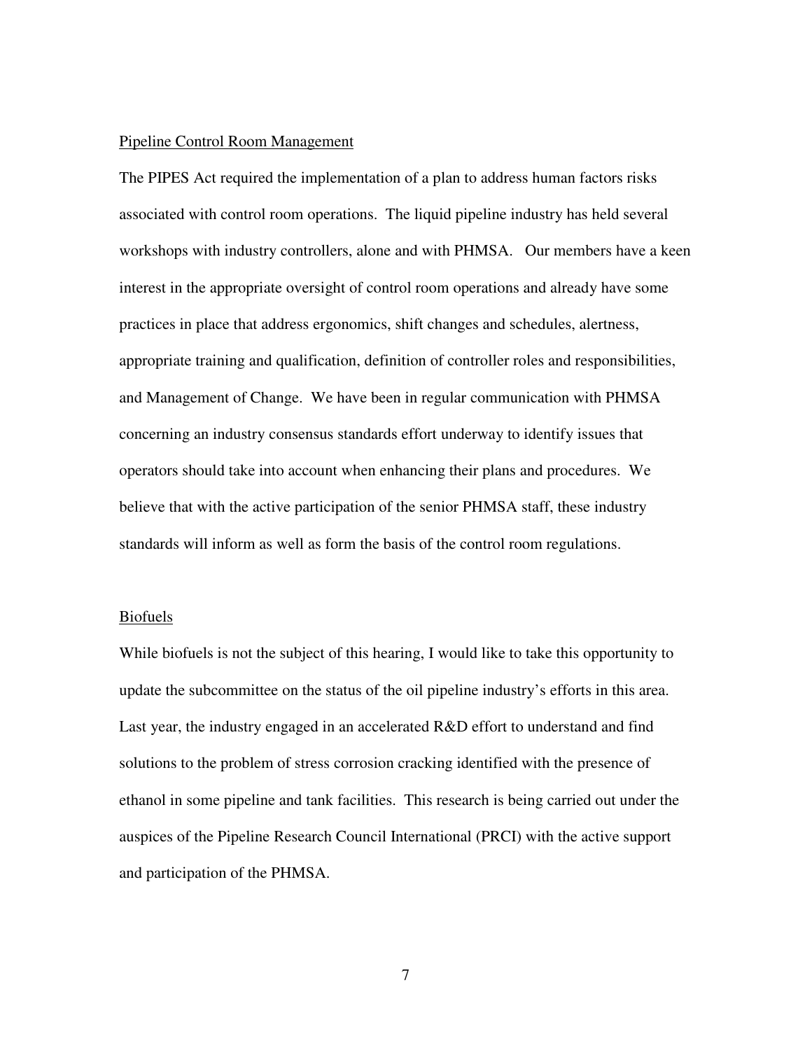## Pipeline Control Room Management

The PIPES Act required the implementation of a plan to address human factors risks associated with control room operations. The liquid pipeline industry has held several workshops with industry controllers, alone and with PHMSA. Our members have a keen interest in the appropriate oversight of control room operations and already have some practices in place that address ergonomics, shift changes and schedules, alertness, appropriate training and qualification, definition of controller roles and responsibilities, and Management of Change. We have been in regular communication with PHMSA concerning an industry consensus standards effort underway to identify issues that operators should take into account when enhancing their plans and procedures. We believe that with the active participation of the senior PHMSA staff, these industry standards will inform as well as form the basis of the control room regulations.

## Biofuels

While biofuels is not the subject of this hearing, I would like to take this opportunity to update the subcommittee on the status of the oil pipeline industry's efforts in this area. Last year, the industry engaged in an accelerated R&D effort to understand and find solutions to the problem of stress corrosion cracking identified with the presence of ethanol in some pipeline and tank facilities. This research is being carried out under the auspices of the Pipeline Research Council International (PRCI) with the active support and participation of the PHMSA.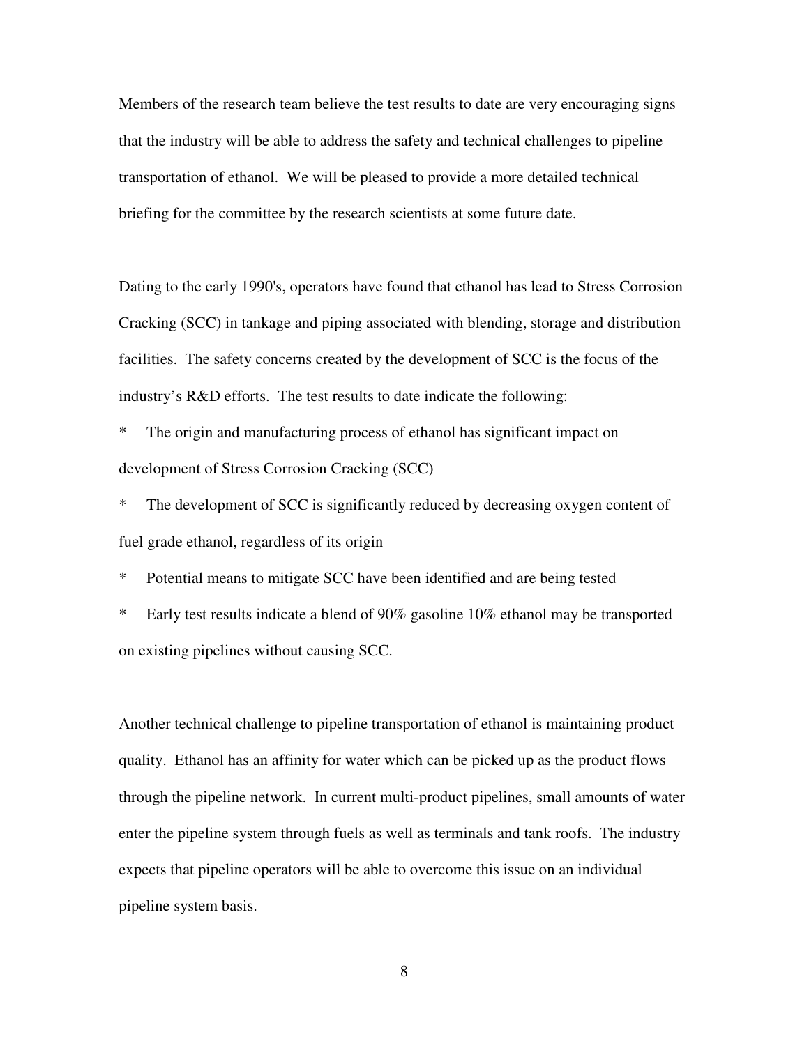Members of the research team believe the test results to date are very encouraging signs that the industry will be able to address the safety and technical challenges to pipeline transportation of ethanol. We will be pleased to provide a more detailed technical briefing for the committee by the research scientists at some future date.

Dating to the early 1990's, operators have found that ethanol has lead to Stress Corrosion Cracking (SCC) in tankage and piping associated with blending, storage and distribution facilities. The safety concerns created by the development of SCC is the focus of the industry's R&D efforts. The test results to date indicate the following:

* The origin and manufacturing process of ethanol has significant impact on development of Stress Corrosion Cracking (SCC)
* The development of SCC is significantly reduced by decreasing oxygen content of fuel grade ethanol, regardless of its origin
* Potential means to mitigate SCC have been identified and are being tested
* Early test results indicate a blend of 90% gasoline 10% ethanol may be transported on existing pipelines without causing SCC.

Another technical challenge to pipeline transportation of ethanol is maintaining product quality. Ethanol has an affinity for water which can be picked up as the product flows through the pipeline network. In current multi-product pipelines, small amounts of water enter the pipeline system through fuels as well as terminals and tank roofs. The industry expects that pipeline operators will be able to overcome this issue on an individual pipeline system basis.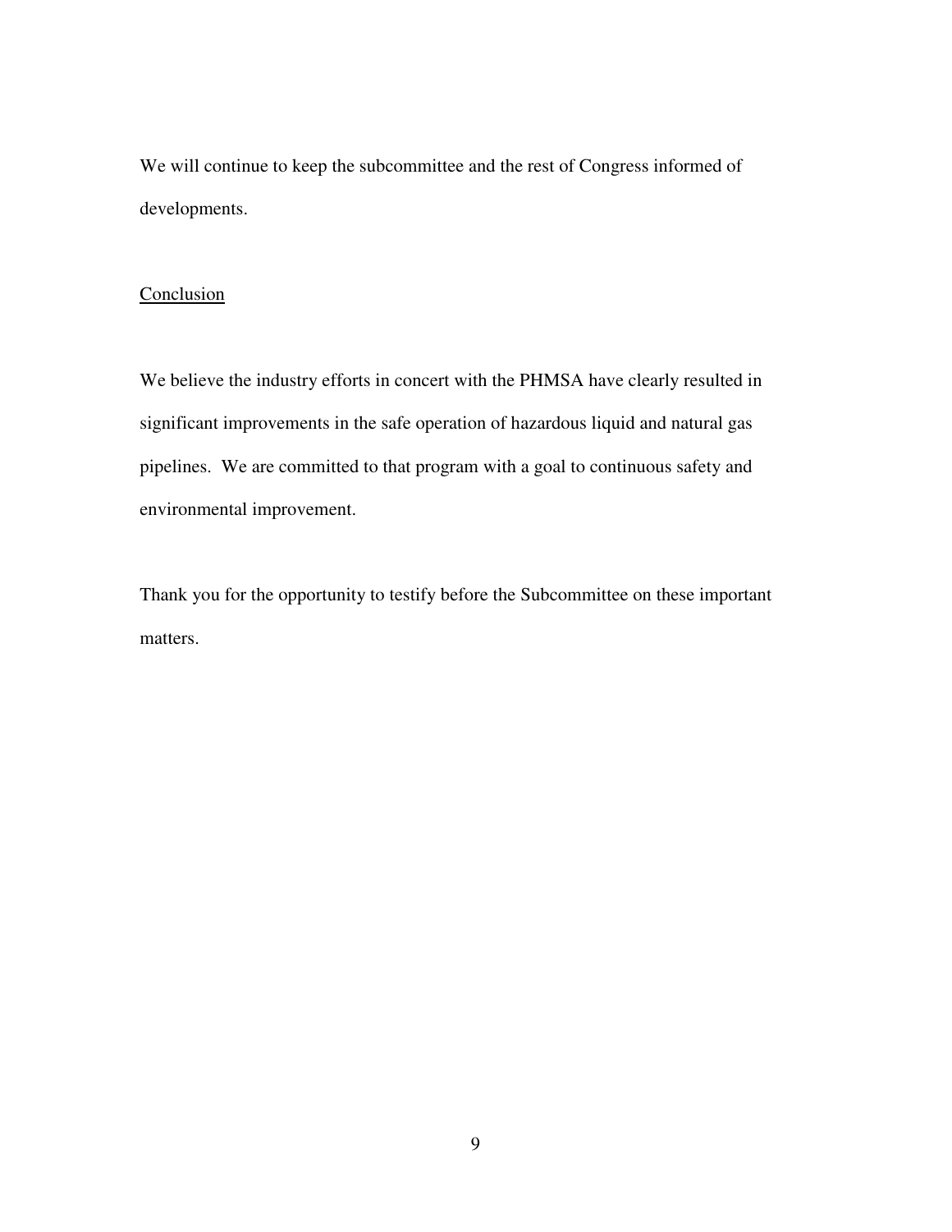We will continue to keep the subcommittee and the rest of Congress informed of developments.

## Conclusion

We believe the industry efforts in concert with the PHMSA have clearly resulted in significant improvements in the safe operation of hazardous liquid and natural gas pipelines. We are committed to that program with a goal to continuous safety and environmental improvement.

Thank you for the opportunity to testify before the Subcommittee on these important matters.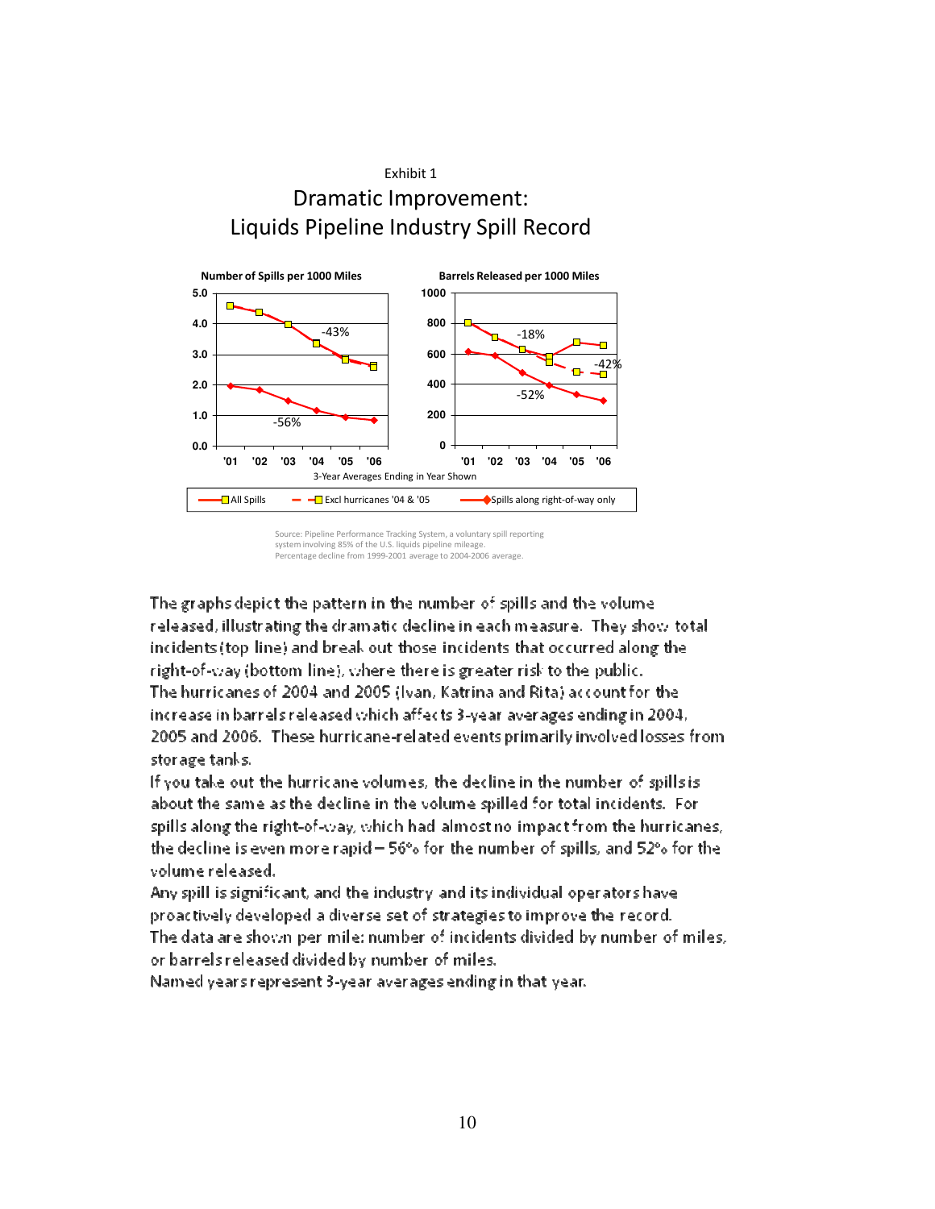Exhibit 1

## Dramatic Improvement:
## Liquids Pipeline Industry Spill Record

**Number of Spills per 1000 Miles**

**Barrels Released per 1000 Miles**

3-Year Averages Ending in Year Shown

All Spills — Excl hurricanes '04 & '05 — Spills along right-of-way only

Source: Pipeline Performance Tracking System, a voluntary spill reporting system involving 85% of the U.S. liquids pipeline mileage.
Percentage decline from 1999-2001 average to 2004-2006 average.

The graphs depict the pattern in the number of spills and the volume released, illustrating the dramatic decline in each measure. They show total incidents (top line) and break out those incidents that occurred along the right-of-way (bottom line), where there is greater risk to the public.

The hurricanes of 2004 and 2005 (Ivan, Katrina and Rita) account for the increase in barrels released which affects 3-year averages ending in 2004, 2005 and 2006. These hurricane-related events primarily involved losses from storage tanks.

If you take out the hurricane volumes, the decline in the number of spills is about the same as the decline in the volume spilled for total incidents. For spills along the right-of-way, which had almost no impact from the hurricanes, the decline is even more rapid – 56% for the number of spills, and 52% for the volume released.

Any spill is significant, and the industry and its individual operators have proactively developed a diverse set of strategies to improve the record.

The data are shown per mile: number of incidents divided by number of miles, or barrels released divided by number of miles.

Named years represent 3-year averages ending in that year.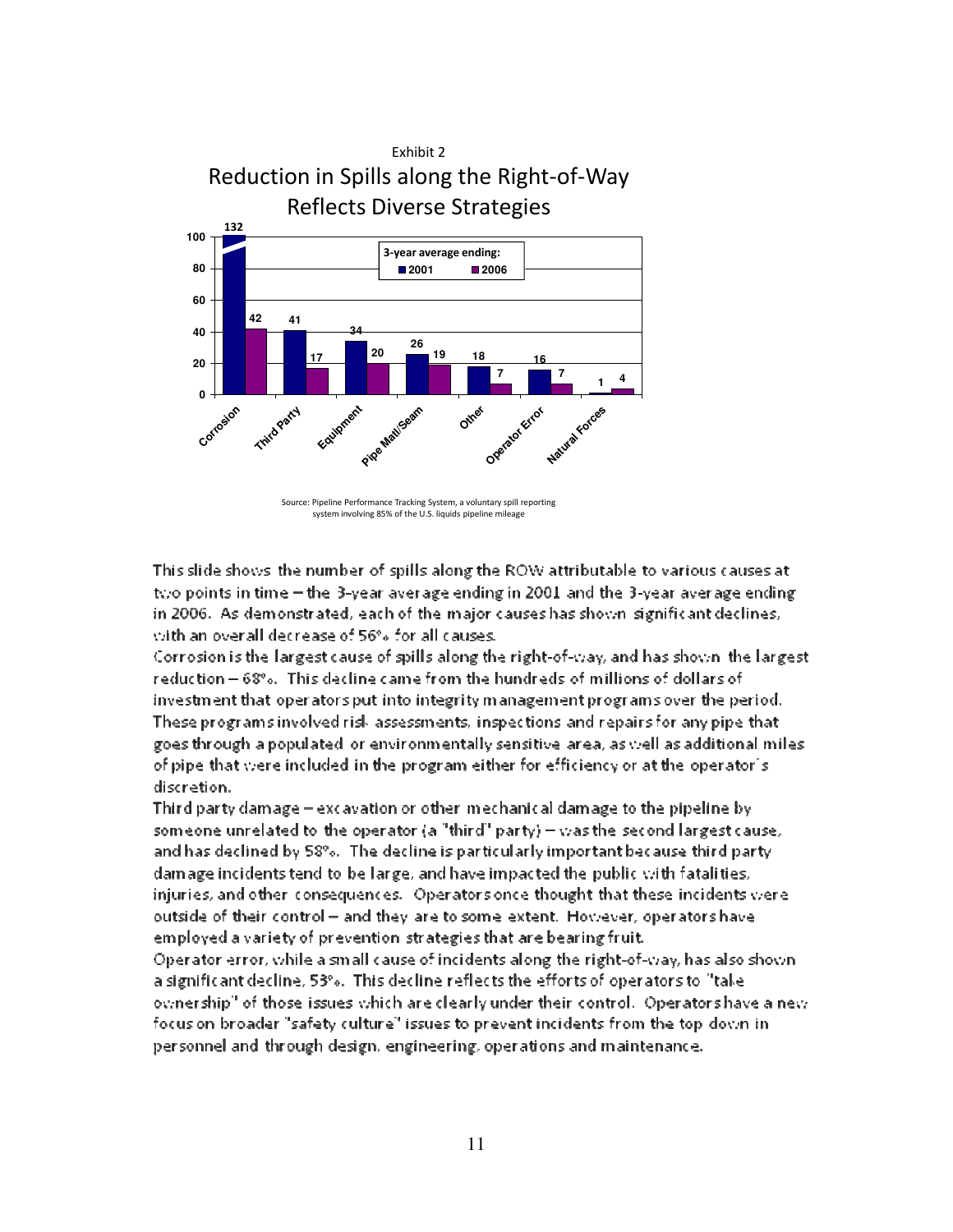Exhibit 2

Reduction in Spills along the Right-of-Way Reflects Diverse Strategies

132

100

80

60

40

20

0

3-year average ending:

2001

2006

42

41

17

34

20

26

19

18

7

16

7

1

4

Corrosion

Third Party

Equipment

Pipe Mat'l/Seam

Other

Operator Error

Natural Forces

Source: Pipeline Performance Tracking System, a voluntary spill reporting system involving 85% of the U.S. liquids pipeline mileage

This slide shows the number of spills along the ROW attributable to various causes at two points in time – the 3-year average ending in 2001 and the 3-year average ending in 2006. As demonstrated, each of the major causes has shown significant declines, with an overall decrease of 56% for all causes.

Corrosion is the largest cause of spills along the right-of-way, and has shown the largest reduction – 68%. This decline came from the hundreds of millions of dollars of investment that operators put into integrity management programs over the period. These programs involved risk assessments, inspections and repairs for any pipe that goes through a populated or environmentally sensitive area, as well as additional miles of pipe that were included in the program either for efficiency or at the operator's discretion.

Third party damage – excavation or other mechanical damage to the pipeline by someone unrelated to the operator (a "third" party) – was the second largest cause, and has declined by 58%. The decline is particularly important because third party damage incidents tend to be large, and have impacted the public with fatalities, injuries, and other consequences. Operators once thought that these incidents were outside of their control – and they are to some extent. However, operators have employed a variety of prevention strategies that are bearing fruit.

Operator error, while a small cause of incidents along the right-of-way, has also shown a significant decline, 53%. This decline reflects the efforts of operators to "take ownership" of those issues which are clearly under their control. Operators have a new focus on broader "safety culture" issues to prevent incidents from the top down in personnel and through design, engineering, operations and maintenance.